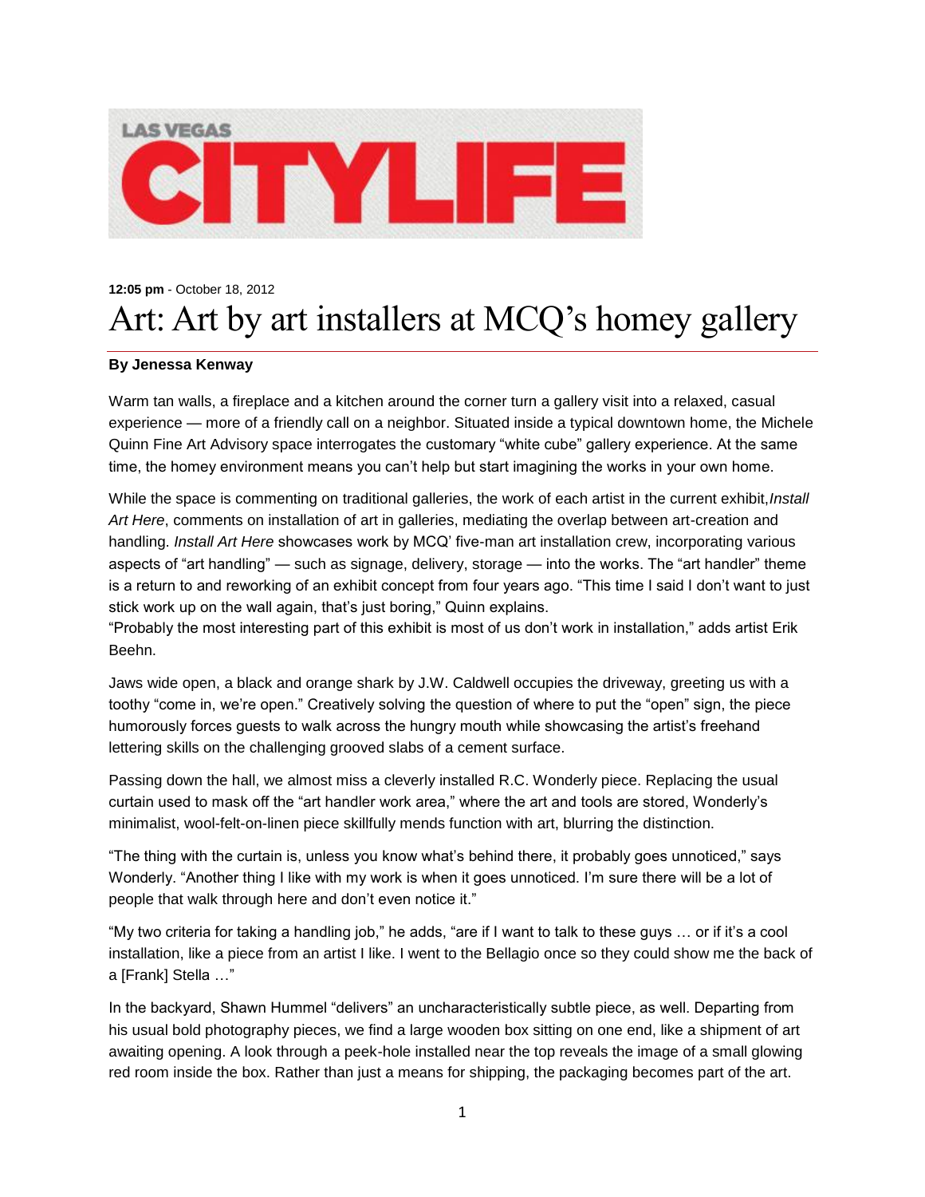LAS VEGAS CITYLIFE

**12:05 pm** - October 18, 2012

# Art: Art by art installers at MCQ's homey gallery

**By Jenessa Kenway**

Warm tan walls, a fireplace and a kitchen around the corner turn a gallery visit into a relaxed, casual experience — more of a friendly call on a neighbor. Situated inside a typical downtown home, the Michele Quinn Fine Art Advisory space interrogates the customary "white cube" gallery experience. At the same time, the homey environment means you can't help but start imagining the works in your own home.

While the space is commenting on traditional galleries, the work of each artist in the current exhibit, *Install Art Here*, comments on installation of art in galleries, mediating the overlap between art-creation and handling. *Install Art Here* showcases work by MCQ' five-man art installation crew, incorporating various aspects of "art handling" — such as signage, delivery, storage — into the works. The "art handler" theme is a return to and reworking of an exhibit concept from four years ago. "This time I said I don't want to just stick work up on the wall again, that's just boring," Quinn explains.
"Probably the most interesting part of this exhibit is most of us don't work in installation," adds artist Erik Beehn.

Jaws wide open, a black and orange shark by J.W. Caldwell occupies the driveway, greeting us with a toothy "come in, we're open." Creatively solving the question of where to put the "open" sign, the piece humorously forces guests to walk across the hungry mouth while showcasing the artist's freehand lettering skills on the challenging grooved slabs of a cement surface.

Passing down the hall, we almost miss a cleverly installed R.C. Wonderly piece. Replacing the usual curtain used to mask off the "art handler work area," where the art and tools are stored, Wonderly's minimalist, wool-felt-on-linen piece skillfully mends function with art, blurring the distinction.

"The thing with the curtain is, unless you know what's behind there, it probably goes unnoticed," says Wonderly. "Another thing I like with my work is when it goes unnoticed. I'm sure there will be a lot of people that walk through here and don't even notice it."

"My two criteria for taking a handling job," he adds, "are if I want to talk to these guys … or if it's a cool installation, like a piece from an artist I like. I went to the Bellagio once so they could show me the back of a [Frank] Stella …"

In the backyard, Shawn Hummel "delivers" an uncharacteristically subtle piece, as well. Departing from his usual bold photography pieces, we find a large wooden box sitting on one end, like a shipment of art awaiting opening. A look through a peek-hole installed near the top reveals the image of a small glowing red room inside the box. Rather than just a means for shipping, the packaging becomes part of the art.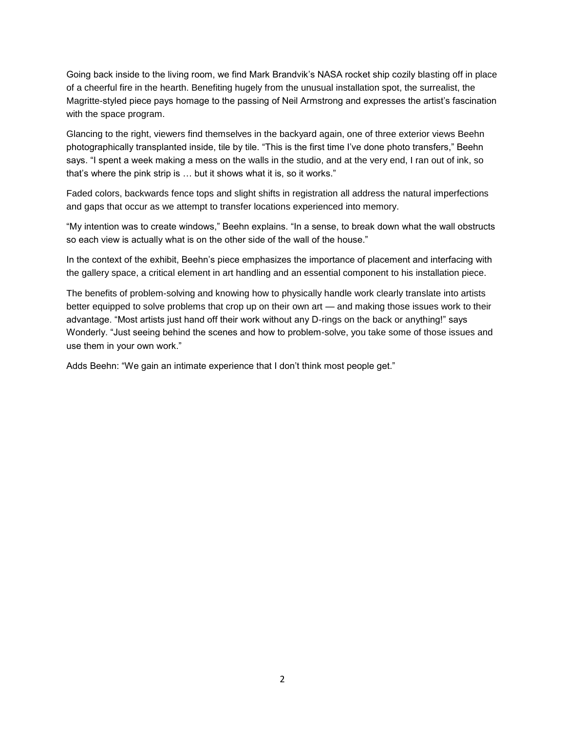Going back inside to the living room, we find Mark Brandvik's NASA rocket ship cozily blasting off in place of a cheerful fire in the hearth. Benefiting hugely from the unusual installation spot, the surrealist, the Magritte-styled piece pays homage to the passing of Neil Armstrong and expresses the artist's fascination with the space program.

Glancing to the right, viewers find themselves in the backyard again, one of three exterior views Beehn photographically transplanted inside, tile by tile. "This is the first time I've done photo transfers," Beehn says. "I spent a week making a mess on the walls in the studio, and at the very end, I ran out of ink, so that's where the pink strip is … but it shows what it is, so it works."

Faded colors, backwards fence tops and slight shifts in registration all address the natural imperfections and gaps that occur as we attempt to transfer locations experienced into memory.

"My intention was to create windows," Beehn explains. "In a sense, to break down what the wall obstructs so each view is actually what is on the other side of the wall of the house."

In the context of the exhibit, Beehn's piece emphasizes the importance of placement and interfacing with the gallery space, a critical element in art handling and an essential component to his installation piece.

The benefits of problem-solving and knowing how to physically handle work clearly translate into artists better equipped to solve problems that crop up on their own art — and making those issues work to their advantage. "Most artists just hand off their work without any D-rings on the back or anything!" says Wonderly. "Just seeing behind the scenes and how to problem-solve, you take some of those issues and use them in your own work."

Adds Beehn: "We gain an intimate experience that I don't think most people get."